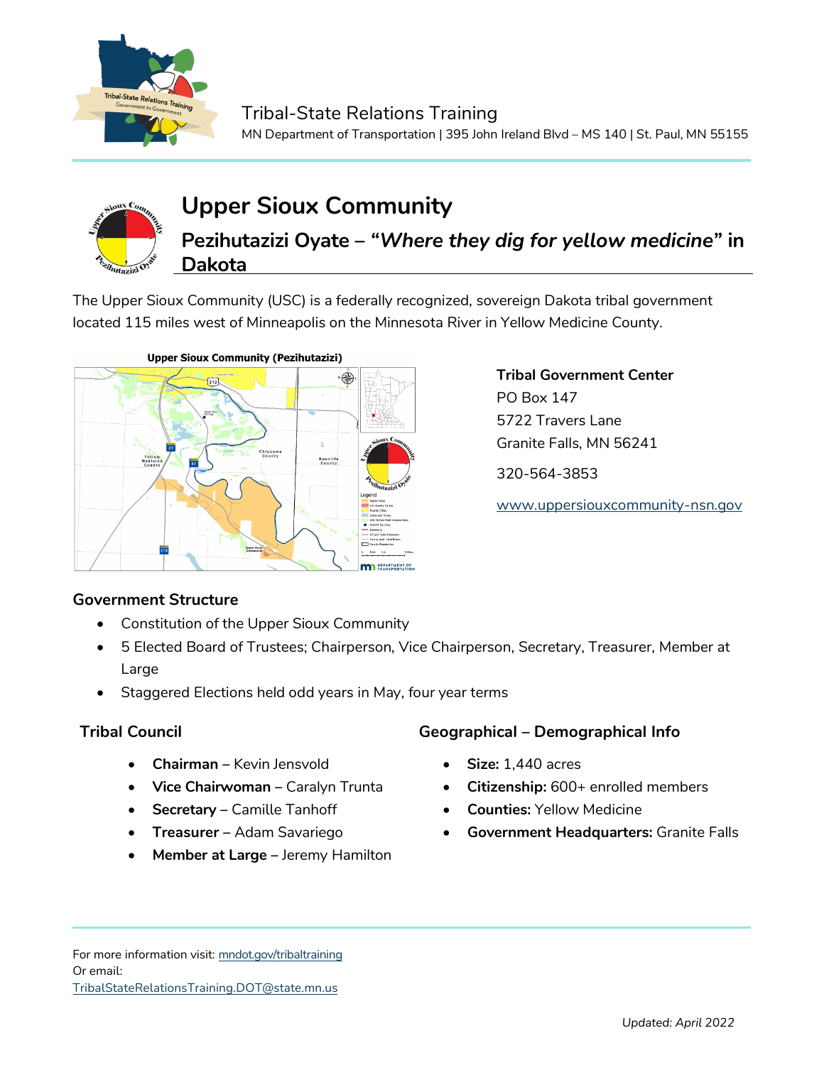Tribal-State Relations Training

MN Department of Transportation | 395 John Ireland Blvd – MS 140 | St. Paul, MN 55155

# Upper Sioux Community

## Pezihutazizi Oyate – "*Where they dig for yellow medicine*" in Dakota

The Upper Sioux Community (USC) is a federally recognized, sovereign Dakota tribal government located 115 miles west of Minneapolis on the Minnesota River in Yellow Medicine County.

**Tribal Government Center**
PO Box 147
5722 Travers Lane
Granite Falls, MN 56241

320-564-3853

[www.uppersiouxcommunity-nsn.gov](http://www.uppersiouxcommunity-nsn.gov)

### Government Structure

- Constitution of the Upper Sioux Community
- 5 Elected Board of Trustees; Chairperson, Vice Chairperson, Secretary, Treasurer, Member at Large
- Staggered Elections held odd years in May, four year terms

### Tribal Council

- **Chairman** – Kevin Jensvold
- **Vice Chairwoman** – Caralyn Trunta
- **Secretary** – Camille Tanhoff
- **Treasurer** – Adam Savariego
- **Member at Large** – Jeremy Hamilton

### Geographical – Demographical Info

- **Size:** 1,440 acres
- **Citizenship:** 600+ enrolled members
- **Counties:** Yellow Medicine
- **Government Headquarters:** Granite Falls

For more information visit: [mndot.gov/tribaltraining](http://mndot.gov/tribaltraining)
Or email:
[TribalStateRelationsTraining.DOT@state.mn.us](mailto:TribalStateRelationsTraining.DOT@state.mn.us)

*Updated: April 2022*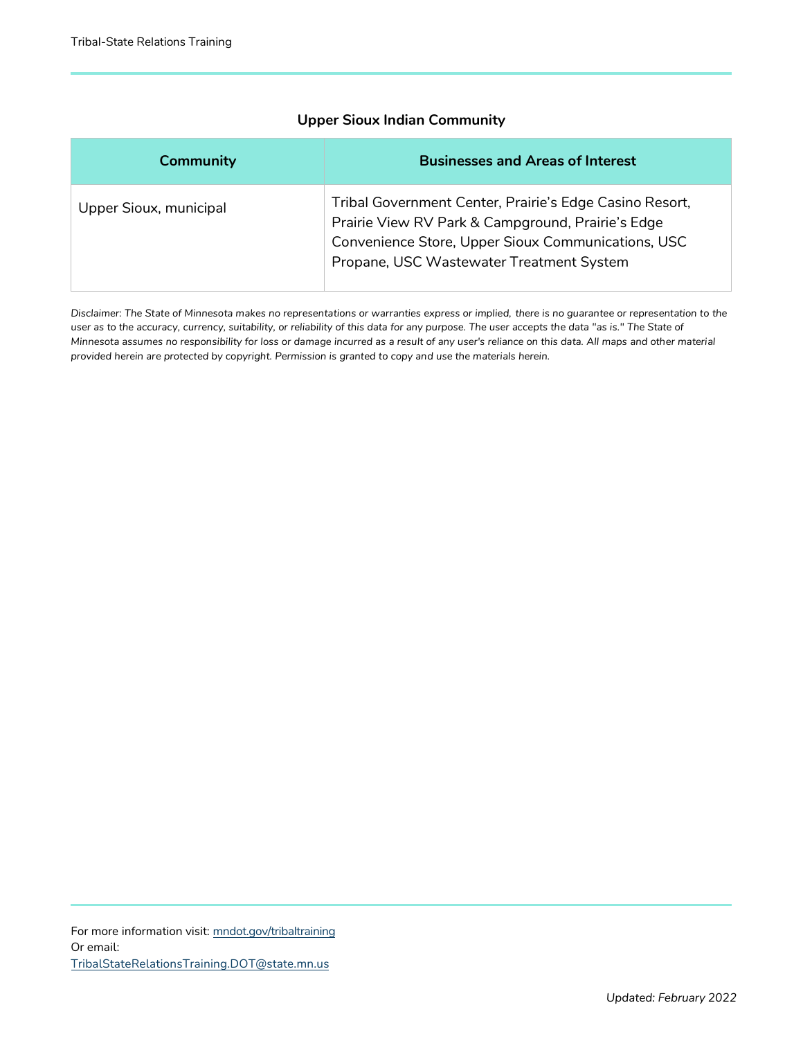**Upper Sioux Indian Community**

| Community | Businesses and Areas of Interest |
|---|---|
| Upper Sioux, municipal | Tribal Government Center, Prairie's Edge Casino Resort, Prairie View RV Park & Campground, Prairie's Edge Convenience Store, Upper Sioux Communications, USC Propane, USC Wastewater Treatment System |

*Disclaimer: The State of Minnesota makes no representations or warranties express or implied, there is no guarantee or representation to the user as to the accuracy, currency, suitability, or reliability of this data for any purpose. The user accepts the data "as is." The State of Minnesota assumes no responsibility for loss or damage incurred as a result of any user's reliance on this data. All maps and other material provided herein are protected by copyright. Permission is granted to copy and use the materials herein.*

For more information visit: mndot.gov/tribaltraining
Or email:
TribalStateRelationsTraining.DOT@state.mn.us

Updated: *February 2022*